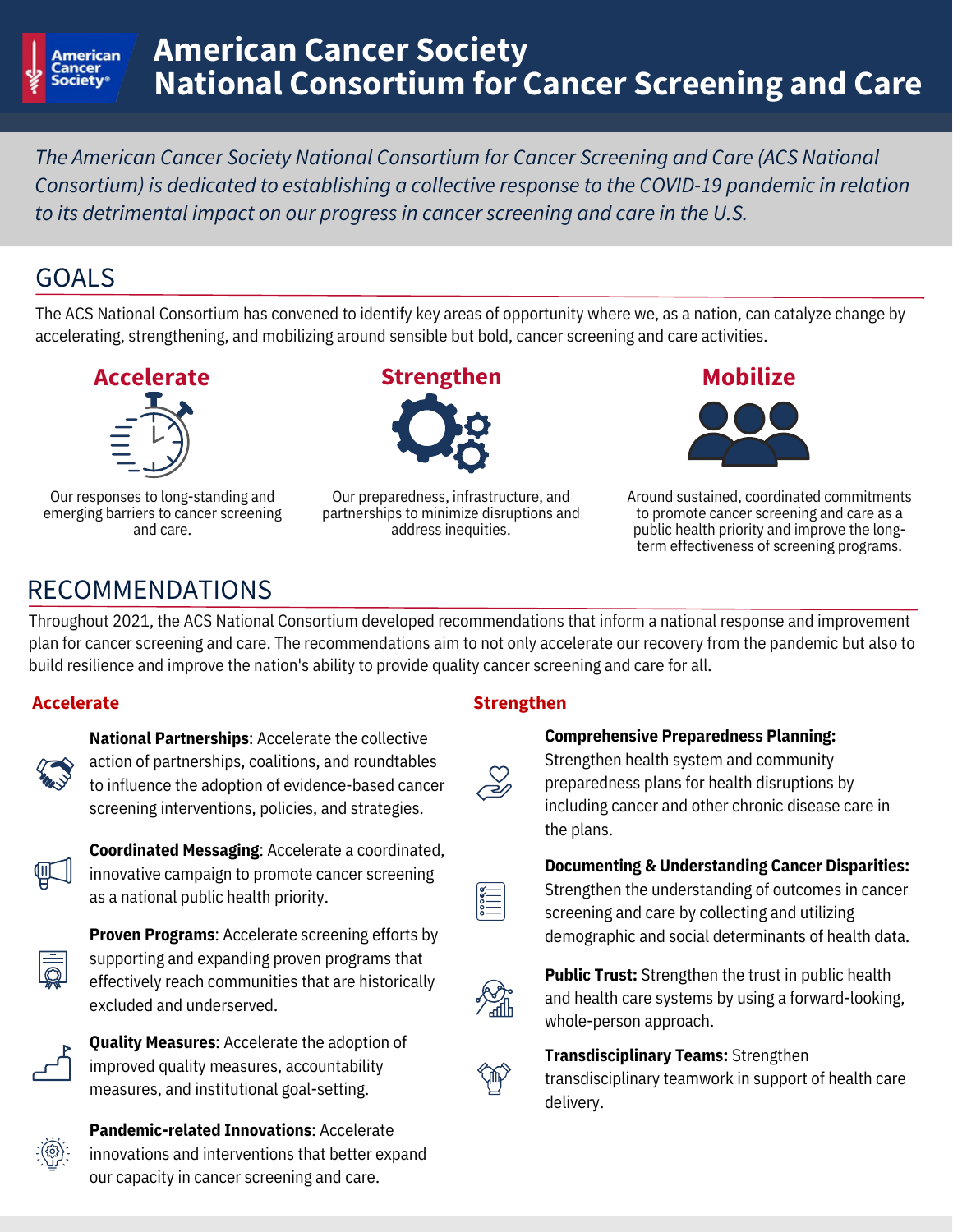# American Cancer Society National Consortium for Cancer Screening and Care

*The American Cancer Society National Consortium for Cancer Screening and Care (ACS National Consortium) is dedicated to establishing a collective response to the COVID-19 pandemic in relation to its detrimental impact on our progress in cancer screening and care in the U.S.*

## GOALS

The ACS National Consortium has convened to identify key areas of opportunity where we, as a nation, can catalyze change by accelerating, strengthening, and mobilizing around sensible but bold, cancer screening and care activities.

### Accelerate

Our responses to long-standing and emerging barriers to cancer screening and care.

### Strengthen

Our preparedness, infrastructure, and partnerships to minimize disruptions and address inequities.

### Mobilize

Around sustained, coordinated commitments to promote cancer screening and care as a public health priority and improve the long-term effectiveness of screening programs.

## RECOMMENDATIONS

Throughout 2021, the ACS National Consortium developed recommendations that inform a national response and improvement plan for cancer screening and care. The recommendations aim to not only accelerate our recovery from the pandemic but also to build resilience and improve the nation's ability to provide quality cancer screening and care for all.

### Accelerate

**National Partnerships**: Accelerate the collective action of partnerships, coalitions, and roundtables to influence the adoption of evidence-based cancer screening interventions, policies, and strategies.

**Coordinated Messaging**: Accelerate a coordinated, innovative campaign to promote cancer screening as a national public health priority.

**Proven Programs**: Accelerate screening efforts by supporting and expanding proven programs that effectively reach communities that are historically excluded and underserved.

**Quality Measures**: Accelerate the adoption of improved quality measures, accountability measures, and institutional goal-setting.

**Pandemic-related Innovations**: Accelerate innovations and interventions that better expand our capacity in cancer screening and care.

### Strengthen

**Comprehensive Preparedness Planning:** Strengthen health system and community preparedness plans for health disruptions by including cancer and other chronic disease care in the plans.

**Documenting & Understanding Cancer Disparities:** Strengthen the understanding of outcomes in cancer screening and care by collecting and utilizing demographic and social determinants of health data.

**Public Trust:** Strengthen the trust in public health and health care systems by using a forward-looking, whole-person approach.

**Transdisciplinary Teams:** Strengthen transdisciplinary teamwork in support of health care delivery.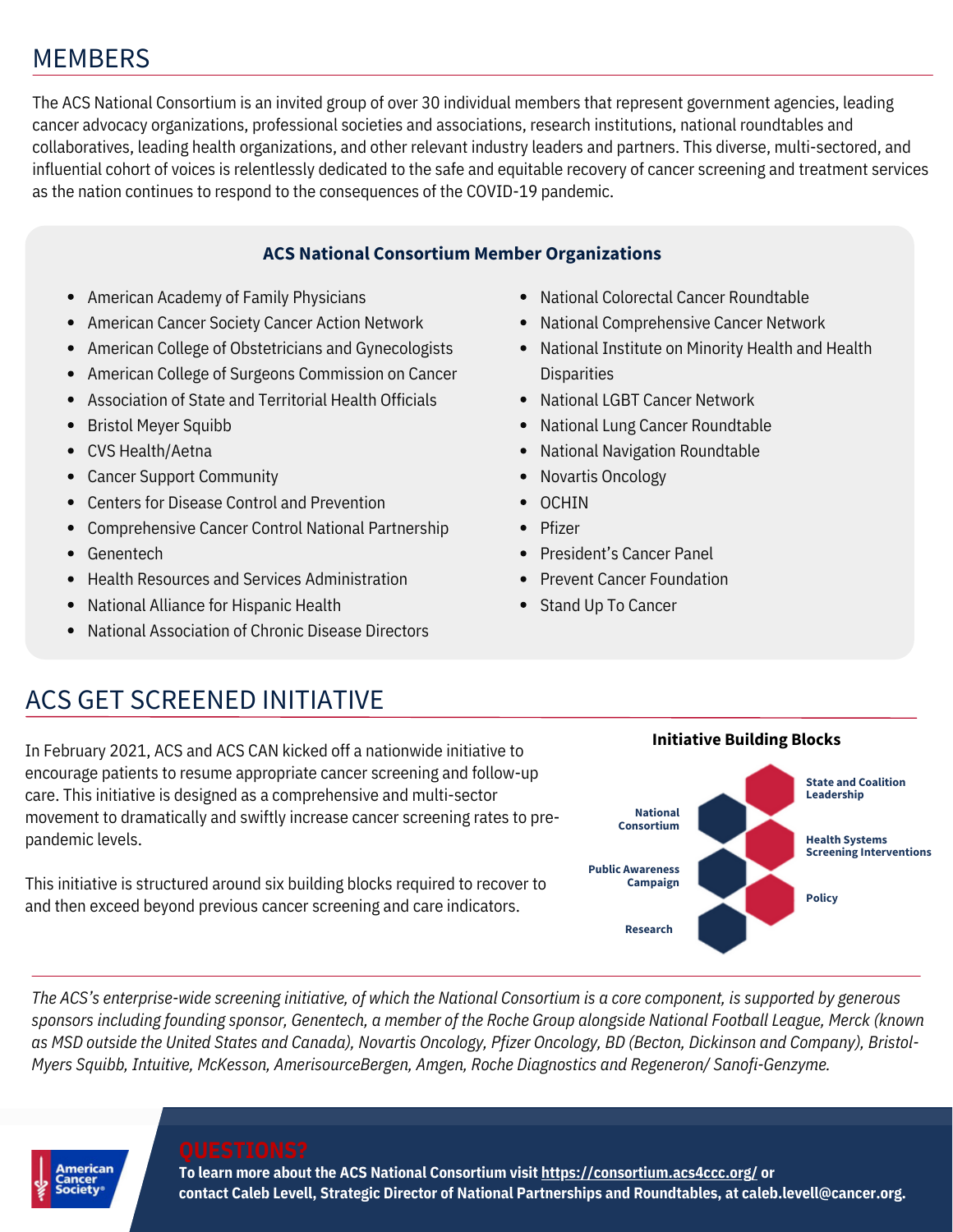## MEMBERS

The ACS National Consortium is an invited group of over 30 individual members that represent government agencies, leading cancer advocacy organizations, professional societies and associations, research institutions, national roundtables and collaboratives, leading health organizations, and other relevant industry leaders and partners. This diverse, multi-sectored, and influential cohort of voices is relentlessly dedicated to the safe and equitable recovery of cancer screening and treatment services as the nation continues to respond to the consequences of the COVID-19 pandemic.

### ACS National Consortium Member Organizations

- American Academy of Family Physicians
- American Cancer Society Cancer Action Network
- American College of Obstetricians and Gynecologists
- American College of Surgeons Commission on Cancer
- Association of State and Territorial Health Officials
- Bristol Meyer Squibb
- CVS Health/Aetna
- Cancer Support Community
- Centers for Disease Control and Prevention
- Comprehensive Cancer Control National Partnership
- Genentech
- Health Resources and Services Administration
- National Alliance for Hispanic Health
- National Association of Chronic Disease Directors
- National Colorectal Cancer Roundtable
- National Comprehensive Cancer Network
- National Institute on Minority Health and Health Disparities
- National LGBT Cancer Network
- National Lung Cancer Roundtable
- National Navigation Roundtable
- Novartis Oncology
- OCHIN
- Pfizer
- President's Cancer Panel
- Prevent Cancer Foundation
- Stand Up To Cancer

## ACS GET SCREENED INITIATIVE

In February 2021, ACS and ACS CAN kicked off a nationwide initiative to encourage patients to resume appropriate cancer screening and follow-up care. This initiative is designed as a comprehensive and multi-sector movement to dramatically and swiftly increase cancer screening rates to pre-pandemic levels.

This initiative is structured around six building blocks required to recover to and then exceed beyond previous cancer screening and care indicators.

**Initiative Building Blocks**

National Consortium
State and Coalition Leadership
Health Systems Screening Interventions
Public Awareness Campaign
Policy
Research

*The ACS's enterprise-wide screening initiative, of which the National Consortium is a core component, is supported by generous sponsors including founding sponsor, Genentech, a member of the Roche Group alongside National Football League, Merck (known as MSD outside the United States and Canada), Novartis Oncology, Pfizer Oncology, BD (Becton, Dickinson and Company), Bristol-Myers Squibb, Intuitive, McKesson, AmerisourceBergen, Amgen, Roche Diagnostics and Regeneron/ Sanofi-Genzyme.*

American Cancer Society®

## QUESTIONS?

**To learn more about the ACS National Consortium visit https://consortium.acs4ccc.org/ or contact Caleb Levell, Strategic Director of National Partnerships and Roundtables, at caleb.levell@cancer.org.**